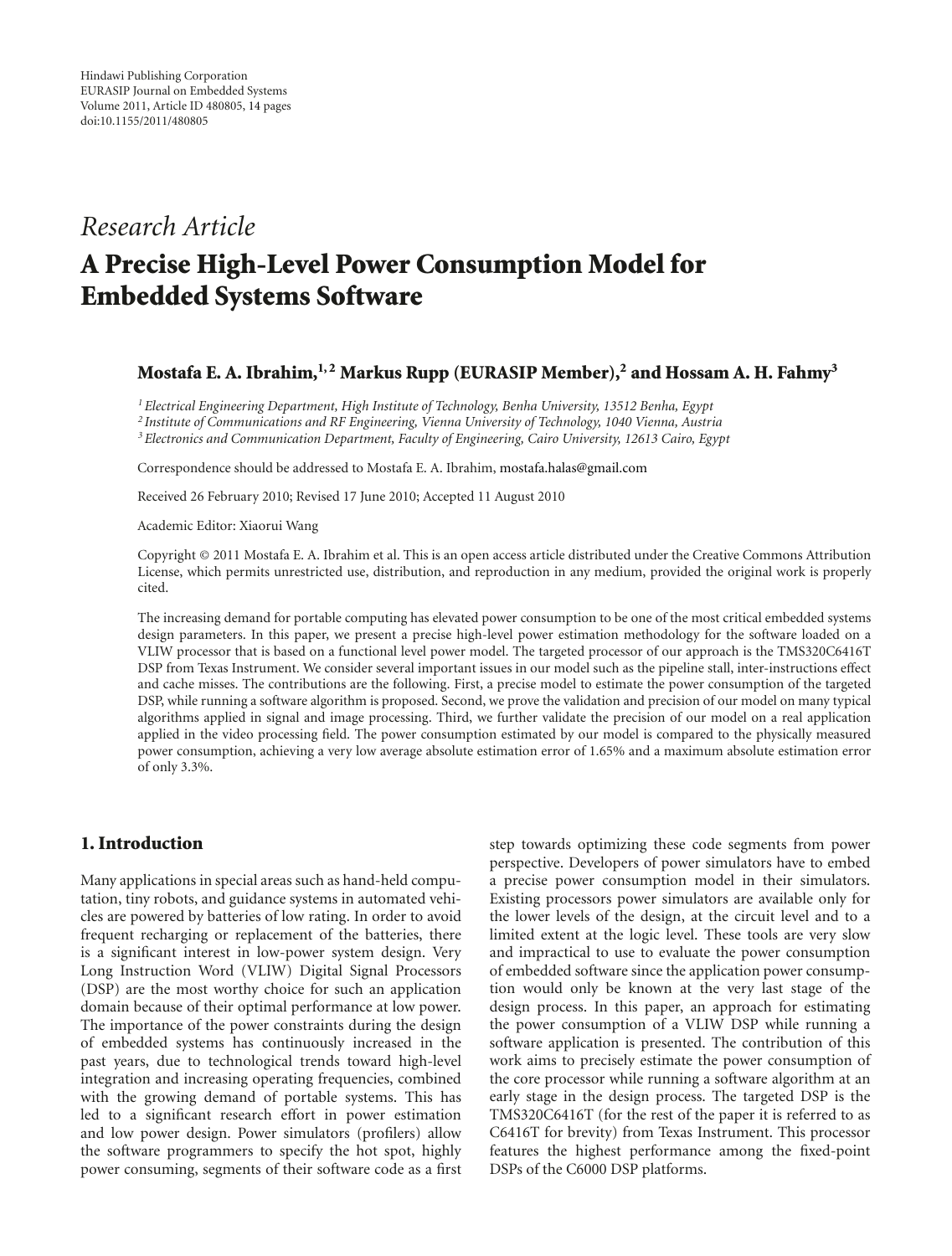Hindawi Publishing Corporation
EURASIP Journal on Embedded Systems
Volume 2011, Article ID 480805, 14 pages
doi:10.1155/2011/480805

*Research Article*

# A Precise High-Level Power Consumption Model for Embedded Systems Software

**Mostafa E. A. Ibrahim,[1,2] Markus Rupp (EURASIP Member),[2] and Hossam A. H. Fahmy[3]**

[1] *Electrical Engineering Department, High Institute of Technology, Benha University, 13512 Benha, Egypt*
[2] *Institute of Communications and RF Engineering, Vienna University of Technology, 1040 Vienna, Austria*
[3] *Electronics and Communication Department, Faculty of Engineering, Cairo University, 12613 Cairo, Egypt*

Correspondence should be addressed to Mostafa E. A. Ibrahim, mostafa.halas@gmail.com

Received 26 February 2010; Revised 17 June 2010; Accepted 11 August 2010

Academic Editor: Xiaorui Wang

Copyright © 2011 Mostafa E. A. Ibrahim et al. This is an open access article distributed under the Creative Commons Attribution License, which permits unrestricted use, distribution, and reproduction in any medium, provided the original work is properly cited.

The increasing demand for portable computing has elevated power consumption to be one of the most critical embedded systems design parameters. In this paper, we present a precise high-level power estimation methodology for the software loaded on a VLIW processor that is based on a functional level power model. The targeted processor of our approach is the TMS320C6416T DSP from Texas Instrument. We consider several important issues in our model such as the pipeline stall, inter-instructions effect and cache misses. The contributions are the following. First, a precise model to estimate the power consumption of the targeted DSP, while running a software algorithm is proposed. Second, we prove the validation and precision of our model on many typical algorithms applied in signal and image processing. Third, we further validate the precision of our model on a real application applied in the video processing field. The power consumption estimated by our model is compared to the physically measured power consumption, achieving a very low average absolute estimation error of 1.65% and a maximum absolute estimation error of only 3.3%.

## 1. Introduction

Many applications in special areas such as hand-held computation, tiny robots, and guidance systems in automated vehicles are powered by batteries of low rating. In order to avoid frequent recharging or replacement of the batteries, there is a significant interest in low-power system design. Very Long Instruction Word (VLIW) Digital Signal Processors (DSP) are the most worthy choice for such an application domain because of their optimal performance at low power. The importance of the power constraints during the design of embedded systems has continuously increased in the past years, due to technological trends toward high-level integration and increasing operating frequencies, combined with the growing demand of portable systems. This has led to a significant research effort in power estimation and low power design. Power simulators (profilers) allow the software programmers to specify the hot spot, highly power consuming, segments of their software code as a first step towards optimizing these code segments from power perspective. Developers of power simulators have to embed a precise power consumption model in their simulators. Existing processors power simulators are available only for the lower levels of the design, at the circuit level and to a limited extent at the logic level. These tools are very slow and impractical to use to evaluate the power consumption of embedded software since the application power consumption would only be known at the very last stage of the design process. In this paper, an approach for estimating the power consumption of a VLIW DSP while running a software application is presented. The contribution of this work aims to precisely estimate the power consumption of the core processor while running a software algorithm at an early stage in the design process. The targeted DSP is the TMS320C6416T (for the rest of the paper it is referred to as C6416T for brevity) from Texas Instrument. This processor features the highest performance among the fixed-point DSPs of the C6000 DSP platforms.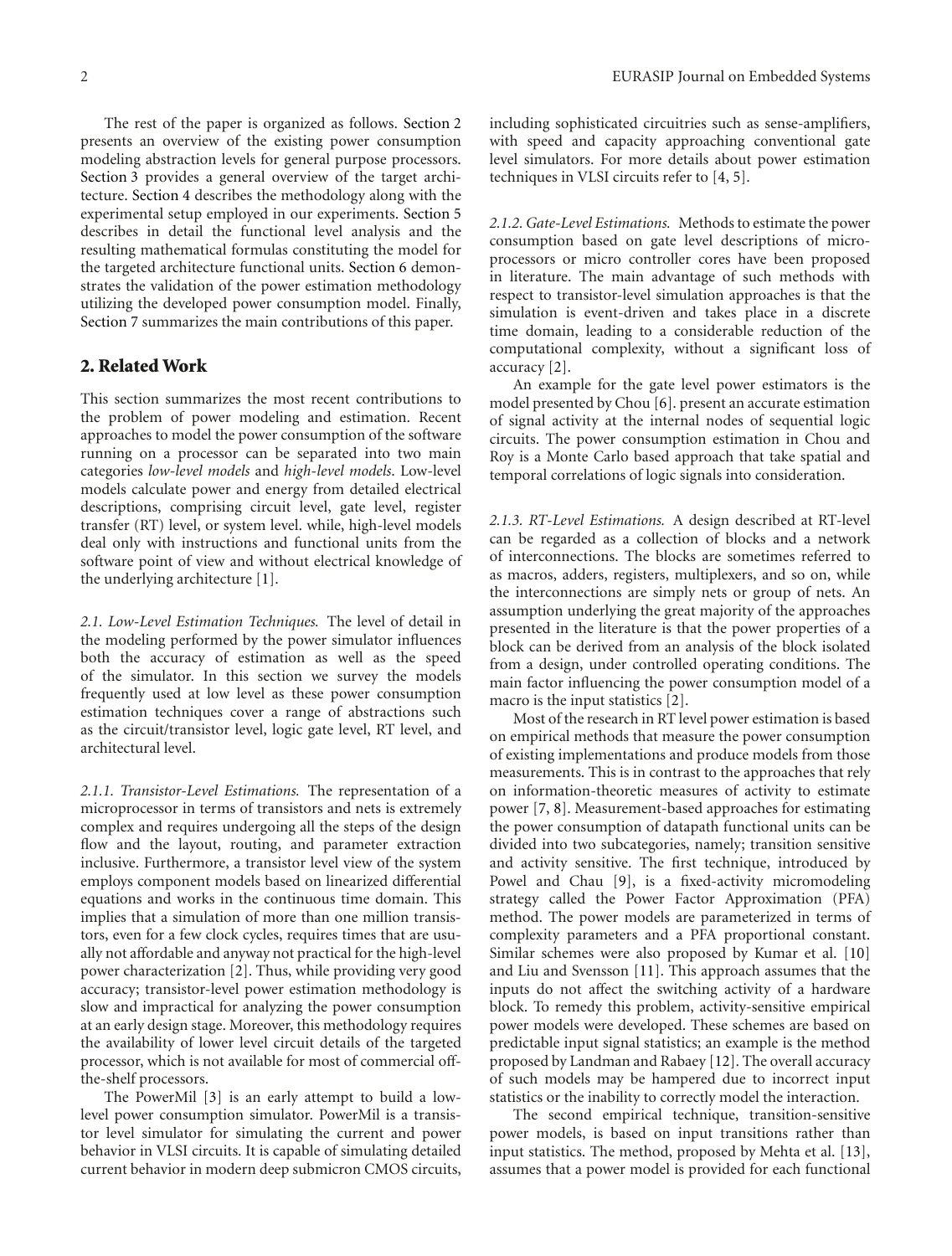The rest of the paper is organized as follows. Section 2 presents an overview of the existing power consumption modeling abstraction levels for general purpose processors. Section 3 provides a general overview of the target architecture. Section 4 describes the methodology along with the experimental setup employed in our experiments. Section 5 describes in detail the functional level analysis and the resulting mathematical formulas constituting the model for the targeted architecture functional units. Section 6 demonstrates the validation of the power estimation methodology utilizing the developed power consumption model. Finally, Section 7 summarizes the main contributions of this paper.

## 2. Related Work

This section summarizes the most recent contributions to the problem of power modeling and estimation. Recent approaches to model the power consumption of the software running on a processor can be separated into two main categories *low-level models* and *high-level models*. Low-level models calculate power and energy from detailed electrical descriptions, comprising circuit level, gate level, register transfer (RT) level, or system level. while, high-level models deal only with instructions and functional units from the software point of view and without electrical knowledge of the underlying architecture [1].

*2.1. Low-Level Estimation Techniques.* The level of detail in the modeling performed by the power simulator influences both the accuracy of estimation as well as the speed of the simulator. In this section we survey the models frequently used at low level as these power consumption estimation techniques cover a range of abstractions such as the circuit/transistor level, logic gate level, RT level, and architectural level.

*2.1.1. Transistor-Level Estimations.* The representation of a microprocessor in terms of transistors and nets is extremely complex and requires undergoing all the steps of the design flow and the layout, routing, and parameter extraction inclusive. Furthermore, a transistor level view of the system employs component models based on linearized differential equations and works in the continuous time domain. This implies that a simulation of more than one million transistors, even for a few clock cycles, requires times that are usually not affordable and anyway not practical for the high-level power characterization [2]. Thus, while providing very good accuracy; transistor-level power estimation methodology is slow and impractical for analyzing the power consumption at an early design stage. Moreover, this methodology requires the availability of lower level circuit details of the targeted processor, which is not available for most of commercial off-the-shelf processors.

The PowerMil [3] is an early attempt to build a low-level power consumption simulator. PowerMil is a transistor level simulator for simulating the current and power behavior in VLSI circuits. It is capable of simulating detailed current behavior in modern deep submicron CMOS circuits, including sophisticated circuitries such as sense-amplifiers, with speed and capacity approaching conventional gate level simulators. For more details about power estimation techniques in VLSI circuits refer to [4, 5].

*2.1.2. Gate-Level Estimations.* Methods to estimate the power consumption based on gate level descriptions of microprocessors or micro controller cores have been proposed in literature. The main advantage of such methods with respect to transistor-level simulation approaches is that the simulation is event-driven and takes place in a discrete time domain, leading to a considerable reduction of the computational complexity, without a significant loss of accuracy [2].

An example for the gate level power estimators is the model presented by Chou [6]. present an accurate estimation of signal activity at the internal nodes of sequential logic circuits. The power consumption estimation in Chou and Roy is a Monte Carlo based approach that take spatial and temporal correlations of logic signals into consideration.

*2.1.3. RT-Level Estimations.* A design described at RT-level can be regarded as a collection of blocks and a network of interconnections. The blocks are sometimes referred to as macros, adders, registers, multiplexers, and so on, while the interconnections are simply nets or group of nets. An assumption underlying the great majority of the approaches presented in the literature is that the power properties of a block can be derived from an analysis of the block isolated from a design, under controlled operating conditions. The main factor influencing the power consumption model of a macro is the input statistics [2].

Most of the research in RT level power estimation is based on empirical methods that measure the power consumption of existing implementations and produce models from those measurements. This is in contrast to the approaches that rely on information-theoretic measures of activity to estimate power [7, 8]. Measurement-based approaches for estimating the power consumption of datapath functional units can be divided into two subcategories, namely; transition sensitive and activity sensitive. The first technique, introduced by Powel and Chau [9], is a fixed-activity micromodeling strategy called the Power Factor Approximation (PFA) method. The power models are parameterized in terms of complexity parameters and a PFA proportional constant. Similar schemes were also proposed by Kumar et al. [10] and Liu and Svensson [11]. This approach assumes that the inputs do not affect the switching activity of a hardware block. To remedy this problem, activity-sensitive empirical power models were developed. These schemes are based on predictable input signal statistics; an example is the method proposed by Landman and Rabaey [12]. The overall accuracy of such models may be hampered due to incorrect input statistics or the inability to correctly model the interaction.

The second empirical technique, transition-sensitive power models, is based on input transitions rather than input statistics. The method, proposed by Mehta et al. [13], assumes that a power model is provided for each functional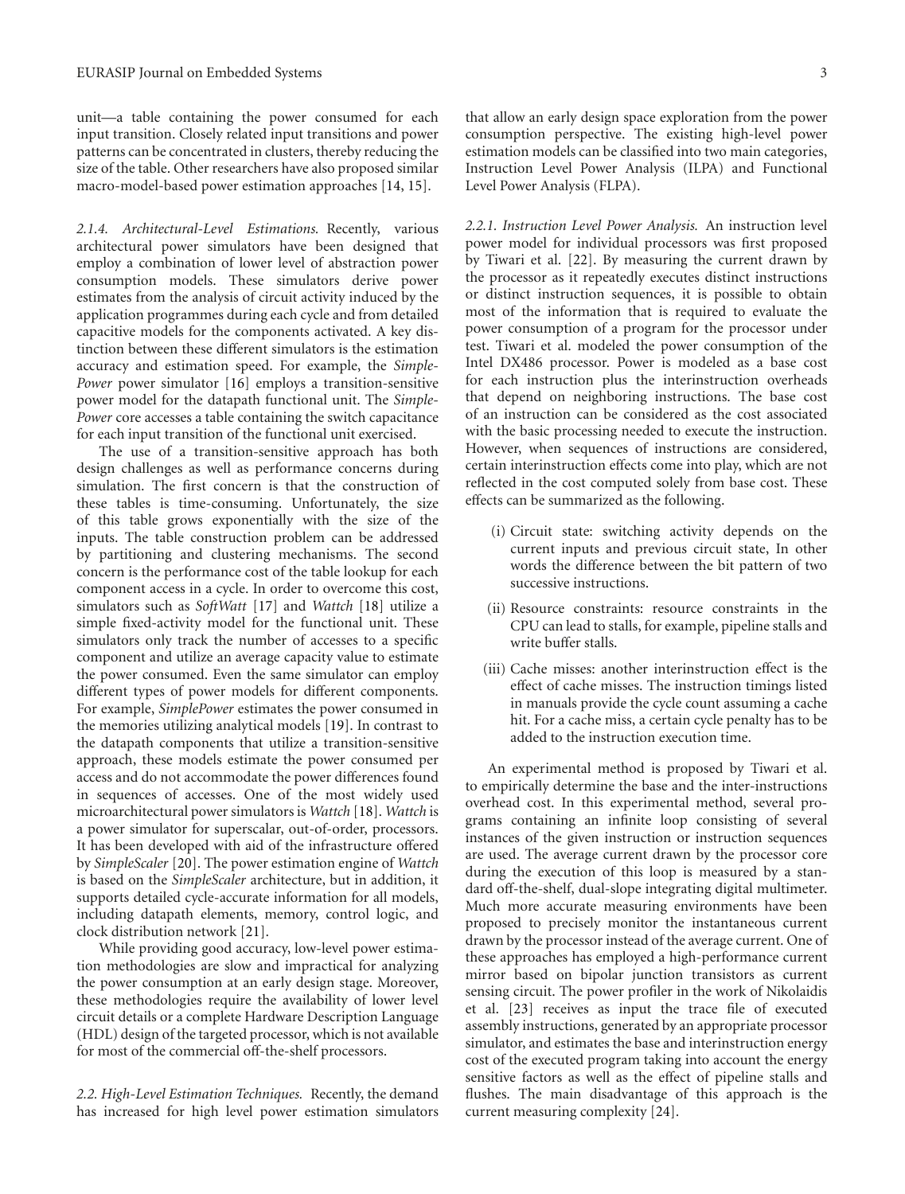unit—a table containing the power consumed for each input transition. Closely related input transitions and power patterns can be concentrated in clusters, thereby reducing the size of the table. Other researchers have also proposed similar macro-model-based power estimation approaches [14, 15].

#### *2.1.4. Architectural-Level Estimations.*

Recently, various architectural power simulators have been designed that employ a combination of lower level of abstraction power consumption models. These simulators derive power estimates from the analysis of circuit activity induced by the application programmes during each cycle and from detailed capacitive models for the components activated. A key distinction between these different simulators is the estimation accuracy and estimation speed. For example, the *SimplePower* power simulator [16] employs a transition-sensitive power model for the datapath functional unit. The *SimplePower* core accesses a table containing the switch capacitance for each input transition of the functional unit exercised.

The use of a transition-sensitive approach has both design challenges as well as performance concerns during simulation. The first concern is that the construction of these tables is time-consuming. Unfortunately, the size of this table grows exponentially with the size of the inputs. The table construction problem can be addressed by partitioning and clustering mechanisms. The second concern is the performance cost of the table lookup for each component access in a cycle. In order to overcome this cost, simulators such as *SoftWatt* [17] and *Wattch* [18] utilize a simple fixed-activity model for the functional unit. These simulators only track the number of accesses to a specific component and utilize an average capacity value to estimate the power consumed. Even the same simulator can employ different types of power models for different components. For example, *SimplePower* estimates the power consumed in the memories utilizing analytical models [19]. In contrast to the datapath components that utilize a transition-sensitive approach, these models estimate the power consumed per access and do not accommodate the power differences found in sequences of accesses. One of the most widely used microarchitectural power simulators is *Wattch* [18]. *Wattch* is a power simulator for superscalar, out-of-order, processors. It has been developed with aid of the infrastructure offered by *SimpleScaler* [20]. The power estimation engine of *Wattch* is based on the *SimpleScaler* architecture, but in addition, it supports detailed cycle-accurate information for all models, including datapath elements, memory, control logic, and clock distribution network [21].

While providing good accuracy, low-level power estimation methodologies are slow and impractical for analyzing the power consumption at an early design stage. Moreover, these methodologies require the availability of lower level circuit details or a complete Hardware Description Language (HDL) design of the targeted processor, which is not available for most of the commercial off-the-shelf processors.

### *2.2. High-Level Estimation Techniques.*

Recently, the demand has increased for high level power estimation simulators that allow an early design space exploration from the power consumption perspective. The existing high-level power estimation models can be classified into two main categories, Instruction Level Power Analysis (ILPA) and Functional Level Power Analysis (FLPA).

#### *2.2.1. Instruction Level Power Analysis.*

An instruction level power model for individual processors was first proposed by Tiwari et al. [22]. By measuring the current drawn by the processor as it repeatedly executes distinct instructions or distinct instruction sequences, it is possible to obtain most of the information that is required to evaluate the power consumption of a program for the processor under test. Tiwari et al. modeled the power consumption of the Intel DX486 processor. Power is modeled as a base cost for each instruction plus the interinstruction overheads that depend on neighboring instructions. The base cost of an instruction can be considered as the cost associated with the basic processing needed to execute the instruction. However, when sequences of instructions are considered, certain interinstruction effects come into play, which are not reflected in the cost computed solely from base cost. These effects can be summarized as the following.

(i) Circuit state: switching activity depends on the current inputs and previous circuit state, In other words the difference between the bit pattern of two successive instructions.

(ii) Resource constraints: resource constraints in the CPU can lead to stalls, for example, pipeline stalls and write buffer stalls.

(iii) Cache misses: another interinstruction effect is the effect of cache misses. The instruction timings listed in manuals provide the cycle count assuming a cache hit. For a cache miss, a certain cycle penalty has to be added to the instruction execution time.

An experimental method is proposed by Tiwari et al. to empirically determine the base and the inter-instructions overhead cost. In this experimental method, several programs containing an infinite loop consisting of several instances of the given instruction or instruction sequences are used. The average current drawn by the processor core during the execution of this loop is measured by a standard off-the-shelf, dual-slope integrating digital multimeter. Much more accurate measuring environments have been proposed to precisely monitor the instantaneous current drawn by the processor instead of the average current. One of these approaches has employed a high-performance current mirror based on bipolar junction transistors as current sensing circuit. The power profiler in the work of Nikolaidis et al. [23] receives as input the trace file of executed assembly instructions, generated by an appropriate processor simulator, and estimates the base and interinstruction energy cost of the executed program taking into account the energy sensitive factors as well as the effect of pipeline stalls and flushes. The main disadvantage of this approach is the current measuring complexity [24].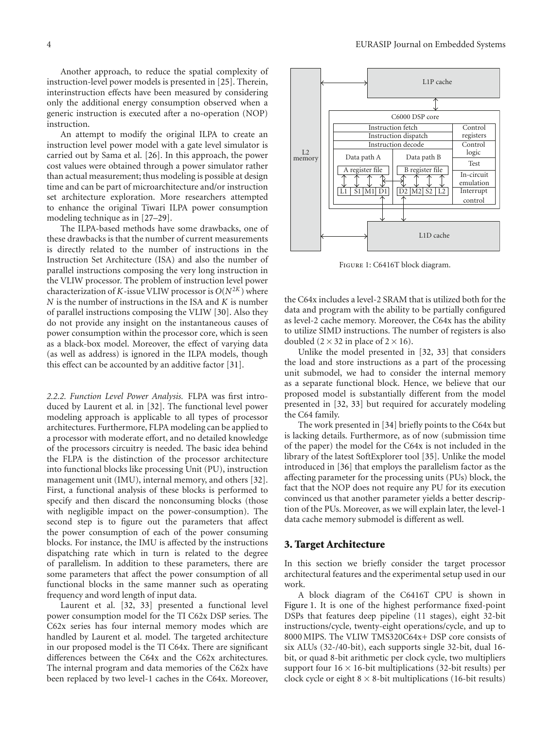Another approach, to reduce the spatial complexity of instruction-level power models is presented in [25]. Therein, interinstruction effects have been measured by considering only the additional energy consumption observed when a generic instruction is executed after a no-operation (NOP) instruction.

An attempt to modify the original ILPA to create an instruction level power model with a gate level simulator is carried out by Sama et al. [26]. In this approach, the power cost values were obtained through a power simulator rather than actual measurement; thus modeling is possible at design time and can be part of microarchitecture and/or instruction set architecture exploration. More researchers attempted to enhance the original Tiwari ILPA power consumption modeling technique as in [27–29].

The ILPA-based methods have some drawbacks, one of these drawbacks is that the number of current measurements is directly related to the number of instructions in the Instruction Set Architecture (ISA) and also the number of parallel instructions composing the very long instruction in the VLIW processor. The problem of instruction level power characterization of $K$-issue VLIW processor is $O(N^{2K})$ where $N$ is the number of instructions in the ISA and $K$ is number of parallel instructions composing the VLIW [30]. Also they do not provide any insight on the instantaneous causes of power consumption within the processor core, which is seen as a black-box model. Moreover, the effect of varying data (as well as address) is ignored in the ILPA models, though this effect can be accounted by an additive factor [31].

*2.2.2. Function Level Power Analysis.* FLPA was first introduced by Laurent et al. in [32]. The functional level power modeling approach is applicable to all types of processor architectures. Furthermore, FLPA modeling can be applied to a processor with moderate effort, and no detailed knowledge of the processors circuitry is needed. The basic idea behind the FLPA is the distinction of the processor architecture into functional blocks like processing Unit (PU), instruction management unit (IMU), internal memory, and others [32]. First, a functional analysis of these blocks is performed to specify and then discard the nonconsuming blocks (those with negligible impact on the power-consumption). The second step is to figure out the parameters that affect the power consumption of each of the power consuming blocks. For instance, the IMU is affected by the instructions dispatching rate which in turn is related to the degree of parallelism. In addition to these parameters, there are some parameters that affect the power consumption of all functional blocks in the same manner such as operating frequency and word length of input data.

Laurent et al. [32, 33] presented a functional level power consumption model for the TI C62x DSP series. The C62x series has four internal memory modes which are handled by Laurent et al. model. The targeted architecture in our proposed model is the TI C64x. There are significant differences between the C64x and the C62x architectures. The internal program and data memories of the C62x have been replaced by two level-1 caches in the C64x. Moreover, the C64x includes a level-2 SRAM that is utilized both for the data and program with the ability to be partially configured as level-2 cache memory. Moreover, the C64x has the ability to utilize SIMD instructions. The number of registers is also doubled ($2 \times 32$ in place of $2 \times 16$).

Unlike the model presented in [32, 33] that considers the load and store instructions as a part of the processing unit submodel, we had to consider the internal memory as a separate functional block. Hence, we believe that our proposed model is substantially different from the model presented in [32, 33] but required for accurately modeling the C64 family.

The work presented in [34] briefly points to the C64x but is lacking details. Furthermore, as of now (submission time of the paper) the model for the C64x is not included in the library of the latest SoftExplorer tool [35]. Unlike the model introduced in [36] that employs the parallelism factor as the affecting parameter for the processing units (PUs) block, the fact that the NOP does not require any PU for its execution convinced us that another parameter yields a better description of the PUs. Moreover, as we will explain later, the level-1 data cache memory submodel is different as well.

Figure 1: C6416T block diagram.

## 3. Target Architecture

In this section we briefly consider the target processor architectural features and the experimental setup used in our work.

A block diagram of the C6416T CPU is shown in Figure 1. It is one of the highest performance fixed-point DSPs that features deep pipeline (11 stages), eight 32-bit instructions/cycle, twenty-eight operations/cycle, and up to 8000 MIPS. The VLIW TMS320C64x+ DSP core consists of six ALUs (32-/40-bit), each supports single 32-bit, dual 16-bit, or quad 8-bit arithmetic per clock cycle, two multipliers support four $16 \times 16$-bit multiplications (32-bit results) per clock cycle or eight $8 \times 8$-bit multiplications (16-bit results)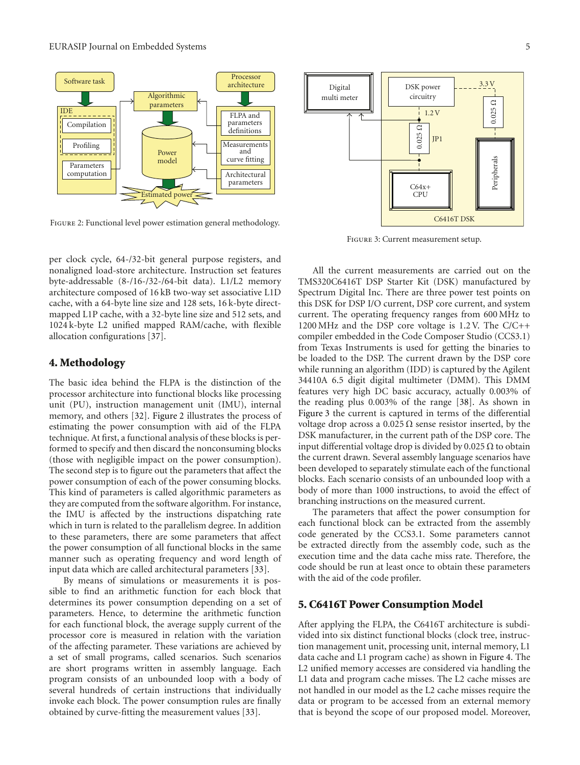Figure 2: Functional level power estimation general methodology.

Figure 3: Current measurement setup.

per clock cycle, 64-/32-bit general purpose registers, and nonaligned load-store architecture. Instruction set features byte-addressable (8-/16-/32-/64-bit data). L1/L2 memory architecture composed of 16 kB two-way set associative L1D cache, with a 64-byte line size and 128 sets, 16 k-byte direct-mapped L1P cache, with a 32-byte line size and 512 sets, and 1024 k-byte L2 unified mapped RAM/cache, with flexible allocation configurations [37].

## 4. Methodology

The basic idea behind the FLPA is the distinction of the processor architecture into functional blocks like processing unit (PU), instruction management unit (IMU), internal memory, and others [32]. Figure 2 illustrates the process of estimating the power consumption with aid of the FLPA technique. At first, a functional analysis of these blocks is performed to specify and then discard the nonconsuming blocks (those with negligible impact on the power consumption). The second step is to figure out the parameters that affect the power consumption of each of the power consuming blocks. This kind of parameters is called algorithmic parameters as they are computed from the software algorithm. For instance, the IMU is affected by the instructions dispatching rate which in turn is related to the parallelism degree. In addition to these parameters, there are some parameters that affect the power consumption of all functional blocks in the same manner such as operating frequency and word length of input data which are called architectural parameters [33].

By means of simulations or measurements it is possible to find an arithmetic function for each block that determines its power consumption depending on a set of parameters. Hence, to determine the arithmetic function for each functional block, the average supply current of the processor core is measured in relation with the variation of the affecting parameter. These variations are achieved by a set of small programs, called scenarios. Such scenarios are short programs written in assembly language. Each program consists of an unbounded loop with a body of several hundreds of certain instructions that individually invoke each block. The power consumption rules are finally obtained by curve-fitting the measurement values [33].

All the current measurements are carried out on the TMS320C6416T DSP Starter Kit (DSK) manufactured by Spectrum Digital Inc. There are three power test points on this DSK for DSP I/O current, DSP core current, and system current. The operating frequency ranges from 600 MHz to 1200 MHz and the DSP core voltage is 1.2 V. The C/C++ compiler embedded in the Code Composer Studio (CCS3.1) from Texas Instruments is used for getting the binaries to be loaded to the DSP. The current drawn by the DSP core while running an algorithm (IDD) is captured by the Agilent 34410A 6.5 digit digital multimeter (DMM). This DMM features very high DC basic accuracy, actually 0.003% of the reading plus 0.003% of the range [38]. As shown in Figure 3 the current is captured in terms of the differential voltage drop across a 0.025 Ω sense resistor inserted, by the DSK manufacturer, in the current path of the DSP core. The input differential voltage drop is divided by 0.025 Ω to obtain the current drawn. Several assembly language scenarios have been developed to separately stimulate each of the functional blocks. Each scenario consists of an unbounded loop with a body of more than 1000 instructions, to avoid the effect of branching instructions on the measured current.

The parameters that affect the power consumption for each functional block can be extracted from the assembly code generated by the CCS3.1. Some parameters cannot be extracted directly from the assembly code, such as the execution time and the data cache miss rate. Therefore, the code should be run at least once to obtain these parameters with the aid of the code profiler.

## 5. C6416T Power Consumption Model

After applying the FLPA, the C6416T architecture is subdivided into six distinct functional blocks (clock tree, instruction management unit, processing unit, internal memory, L1 data cache and L1 program cache) as shown in Figure 4. The L2 unified memory accesses are considered via handling the L1 data and program cache misses. The L2 cache misses are not handled in our model as the L2 cache misses require the data or program to be accessed from an external memory that is beyond the scope of our proposed model. Moreover,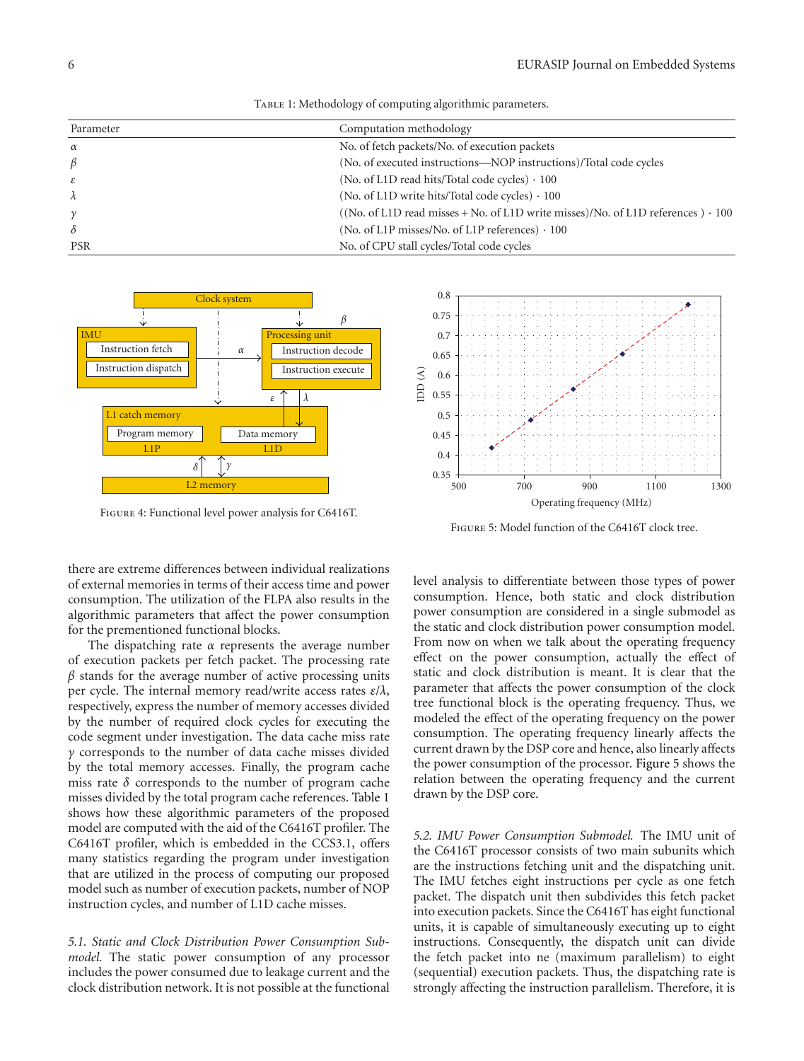Table 1: Methodology of computing algorithmic parameters.

| Parameter | Computation methodology |
|---|---|
| $\alpha$ | No. of fetch packets/No. of execution packets |
| $\beta$ | (No. of executed instructions—NOP instructions)/Total code cycles |
| $\varepsilon$ | (No. of L1D read hits/Total code cycles) $\cdot$ 100 |
| $\lambda$ | (No. of L1D write hits/Total code cycles) $\cdot$ 100 |
| $\gamma$ | ((No. of L1D read misses + No. of L1D write misses)/No. of L1D references ) $\cdot$ 100 |
| $\delta$ | (No. of L1P misses/No. of L1P references) $\cdot$ 100 |
| PSR | No. of CPU stall cycles/Total code cycles |

Figure 4: Functional level power analysis for C6416T.

Figure 5: Model function of the C6416T clock tree.

there are extreme differences between individual realizations of external memories in terms of their access time and power consumption. The utilization of the FLPA also results in the algorithmic parameters that affect the power consumption for the prementioned functional blocks.

The dispatching rate $\alpha$ represents the average number of execution packets per fetch packet. The processing rate $\beta$ stands for the average number of active processing units per cycle. The internal memory read/write access rates $\varepsilon/\lambda$, respectively, express the number of memory accesses divided by the number of required clock cycles for executing the code segment under investigation. The data cache miss rate $\gamma$ corresponds to the number of data cache misses divided by the total memory accesses. Finally, the program cache miss rate $\delta$ corresponds to the number of program cache misses divided by the total program cache references. Table 1 shows how these algorithmic parameters of the proposed model are computed with the aid of the C6416T profiler. The C6416T profiler, which is embedded in the CCS3.1, offers many statistics regarding the program under investigation that are utilized in the process of computing our proposed model such as number of execution packets, number of NOP instruction cycles, and number of L1D cache misses.

*5.1. Static and Clock Distribution Power Consumption Submodel.* The static power consumption of any processor includes the power consumed due to leakage current and the clock distribution network. It is not possible at the functional level analysis to differentiate between those types of power consumption. Hence, both static and clock distribution power consumption are considered in a single submodel as the static and clock distribution power consumption model. From now on when we talk about the operating frequency effect on the power consumption, actually the effect of static and clock distribution is meant. It is clear that the parameter that affects the power consumption of the clock tree functional block is the operating frequency. Thus, we modeled the effect of the operating frequency on the power consumption. The operating frequency linearly affects the current drawn by the DSP core and hence, also linearly affects the power consumption of the processor. Figure 5 shows the relation between the operating frequency and the current drawn by the DSP core.

*5.2. IMU Power Consumption Submodel.* The IMU unit of the C6416T processor consists of two main subunits which are the instructions fetching unit and the dispatching unit. The IMU fetches eight instructions per cycle as one fetch packet. The dispatch unit then subdivides this fetch packet into execution packets. Since the C6416T has eight functional units, it is capable of simultaneously executing up to eight instructions. Consequently, the dispatch unit can divide the fetch packet into ne (maximum parallelism) to eight (sequential) execution packets. Thus, the dispatching rate is strongly affecting the instruction parallelism. Therefore, it is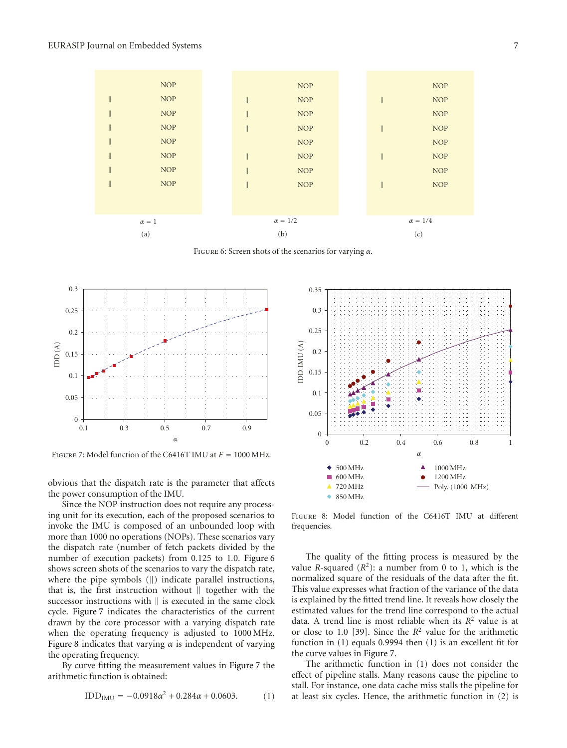| | NOP |
|---|---|
| ‖ | NOP |
| ‖ | NOP |
| ‖ | NOP |
| ‖ | NOP |
| ‖ | NOP |
| ‖ | NOP |
| ‖ | NOP |

$\alpha = 1$

(a)

| | NOP |
|---|---|
| ‖ | NOP |
| ‖ | NOP |
| ‖ | NOP |
| | NOP |
| ‖ | NOP |
| ‖ | NOP |
| ‖ | NOP |

$\alpha = 1/2$

(b)

| | NOP |
|---|---|
| ‖ | NOP |
| | NOP |
| ‖ | NOP |
| | NOP |
| ‖ | NOP |
| | NOP |
| ‖ | NOP |

$\alpha = 1/4$

(c)

Figure 6: Screen shots of the scenarios for varying $\alpha$.

Figure 7: Model function of the C6416T IMU at $F = 1000$ MHz.

Figure 8: Model function of the C6416T IMU at different frequencies.

obvious that the dispatch rate is the parameter that affects the power consumption of the IMU.

Since the NOP instruction does not require any processing unit for its execution, each of the proposed scenarios to invoke the IMU is composed of an unbounded loop with more than 1000 no operations (NOPs). These scenarios vary the dispatch rate (number of fetch packets divided by the number of execution packets) from 0.125 to 1.0. Figure 6 shows screen shots of the scenarios to vary the dispatch rate, where the pipe symbols (‖) indicate parallel instructions, that is, the first instruction without ‖ together with the successor instructions with ‖ is executed in the same clock cycle. Figure 7 indicates the characteristics of the current drawn by the core processor with a varying dispatch rate when the operating frequency is adjusted to 1000 MHz. Figure 8 indicates that varying $\alpha$ is independent of varying the operating frequency.

By curve fitting the measurement values in Figure 7 the arithmetic function is obtained:

$$\text{IDD}_{\text{IMU}} = -0.0918\alpha^2 + 0.284\alpha + 0.0603. \quad (1)$$

The quality of the fitting process is measured by the value $R$-squared ($R^2$): a number from 0 to 1, which is the normalized square of the residuals of the data after the fit. This value expresses what fraction of the variance of the data is explained by the fitted trend line. It reveals how closely the estimated values for the trend line correspond to the actual data. A trend line is most reliable when its $R^2$ value is at or close to 1.0 [39]. Since the $R^2$ value for the arithmetic function in (1) equals 0.9994 then (1) is an excellent fit for the curve values in Figure 7.

The arithmetic function in (1) does not consider the effect of pipeline stalls. Many reasons cause the pipeline to stall. For instance, one data cache miss stalls the pipeline for at least six cycles. Hence, the arithmetic function in (2) is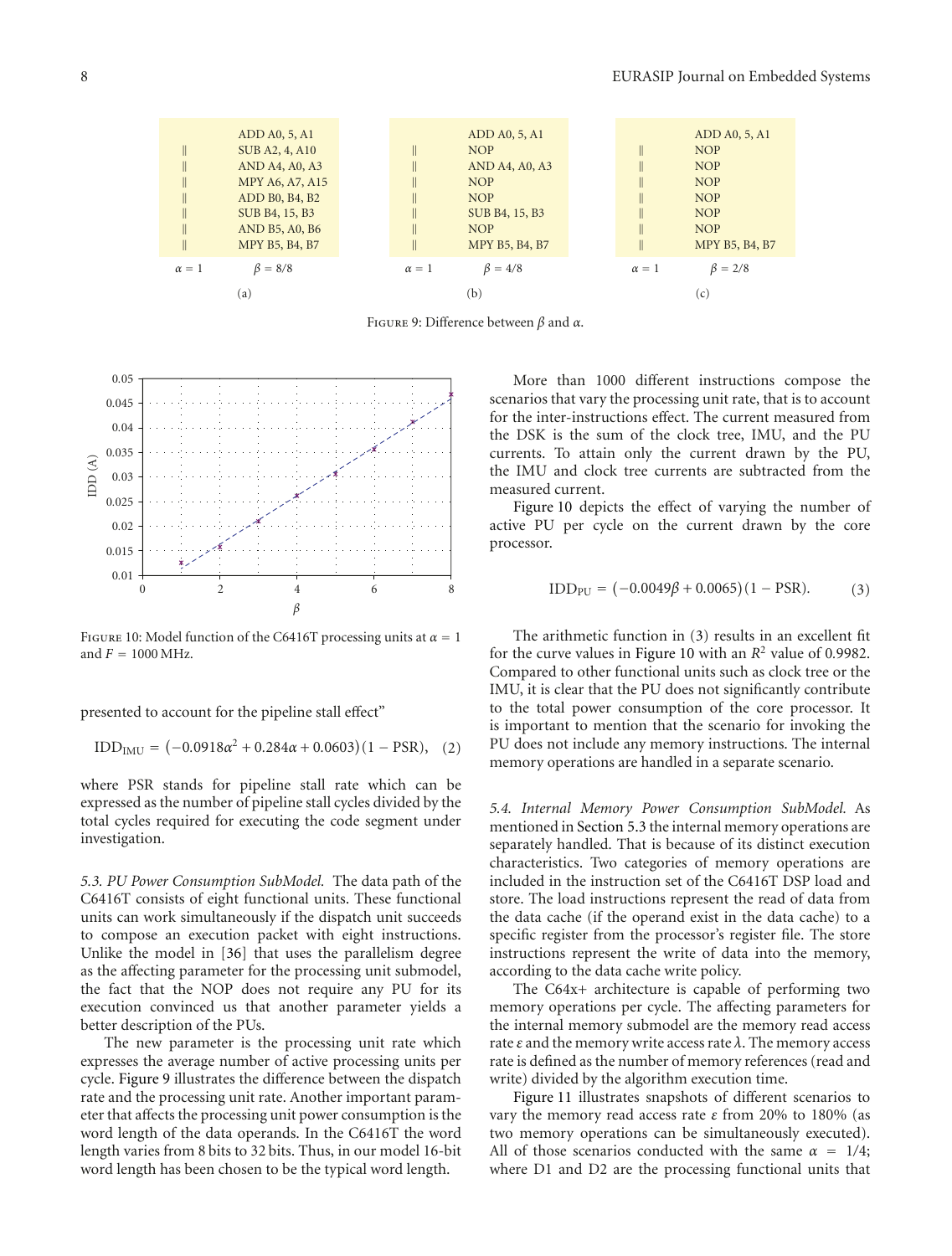```
    ADD A0, 5, A1
||  SUB A2, 4, A10
||  AND A4, A0, A3
||  MPY A6, A7, A15
||  ADD B0, B4, B2
||  SUB B4, 15, B3
||  AND B5, A0, B6
||  MPY B5, B4, B7
```

$\alpha = 1$ $\beta = 8/8$

(a)

```
    ADD A0, 5, A1
||  NOP
||  AND A4, A0, A3
||  NOP
||  NOP
||  SUB B4, 15, B3
||  NOP
||  MPY B5, B4, B7
```

$\alpha = 1$ $\beta = 4/8$

(b)

```
    ADD A0, 5, A1
||  NOP
||  NOP
||  NOP
||  NOP
||  NOP
||  NOP
||  MPY B5, B4, B7
```

$\alpha = 1$ $\beta = 2/8$

(c)

Figure 9: Difference between $\beta$ and $\alpha$.

Figure 10: Model function of the C6416T processing units at $\alpha = 1$ and $F = 1000$ MHz.

presented to account for the pipeline stall effect"

$$\text{IDD}_{\text{IMU}} = \left(-0.0918\alpha^2 + 0.284\alpha + 0.0603\right)(1 - \text{PSR}), \quad (2)$$

where PSR stands for pipeline stall rate which can be expressed as the number of pipeline stall cycles divided by the total cycles required for executing the code segment under investigation.

*5.3. PU Power Consumption SubModel.* The data path of the C6416T consists of eight functional units. These functional units can work simultaneously if the dispatch unit succeeds to compose an execution packet with eight instructions. Unlike the model in [36] that uses the parallelism degree as the affecting parameter for the processing unit submodel, the fact that the NOP does not require any PU for its execution convinced us that another parameter yields a better description of the PUs.

The new parameter is the processing unit rate which expresses the average number of active processing units per cycle. Figure 9 illustrates the difference between the dispatch rate and the processing unit rate. Another important parameter that affects the processing unit power consumption is the word length of the data operands. In the C6416T the word length varies from 8 bits to 32 bits. Thus, in our model 16-bit word length has been chosen to be the typical word length.

More than 1000 different instructions compose the scenarios that vary the processing unit rate, that is to account for the inter-instructions effect. The current measured from the DSK is the sum of the clock tree, IMU, and the PU currents. To attain only the current drawn by the PU, the IMU and clock tree currents are subtracted from the measured current.

Figure 10 depicts the effect of varying the number of active PU per cycle on the current drawn by the core processor.

$$\text{IDD}_{\text{PU}} = (-0.0049\beta + 0.0065)(1 - \text{PSR}). \quad (3)$$

The arithmetic function in (3) results in an excellent fit for the curve values in Figure 10 with an $R^2$ value of 0.9982. Compared to other functional units such as clock tree or the IMU, it is clear that the PU does not significantly contribute to the total power consumption of the core processor. It is important to mention that the scenario for invoking the PU does not include any memory instructions. The internal memory operations are handled in a separate scenario.

*5.4. Internal Memory Power Consumption SubModel.* As mentioned in Section 5.3 the internal memory operations are separately handled. That is because of its distinct execution characteristics. Two categories of memory operations are included in the instruction set of the C6416T DSP load and store. The load instructions represent the read of data from the data cache (if the operand exist in the data cache) to a specific register from the processor's register file. The store instructions represent the write of data into the memory, according to the data cache write policy.

The C64x+ architecture is capable of performing two memory operations per cycle. The affecting parameters for the internal memory submodel are the memory read access rate $\varepsilon$ and the memory write access rate $\lambda$. The memory access rate is defined as the number of memory references (read and write) divided by the algorithm execution time.

Figure 11 illustrates snapshots of different scenarios to vary the memory read access rate $\varepsilon$ from 20% to 180% (as two memory operations can be simultaneously executed). All of those scenarios conducted with the same $\alpha = 1/4$; where D1 and D2 are the processing functional units that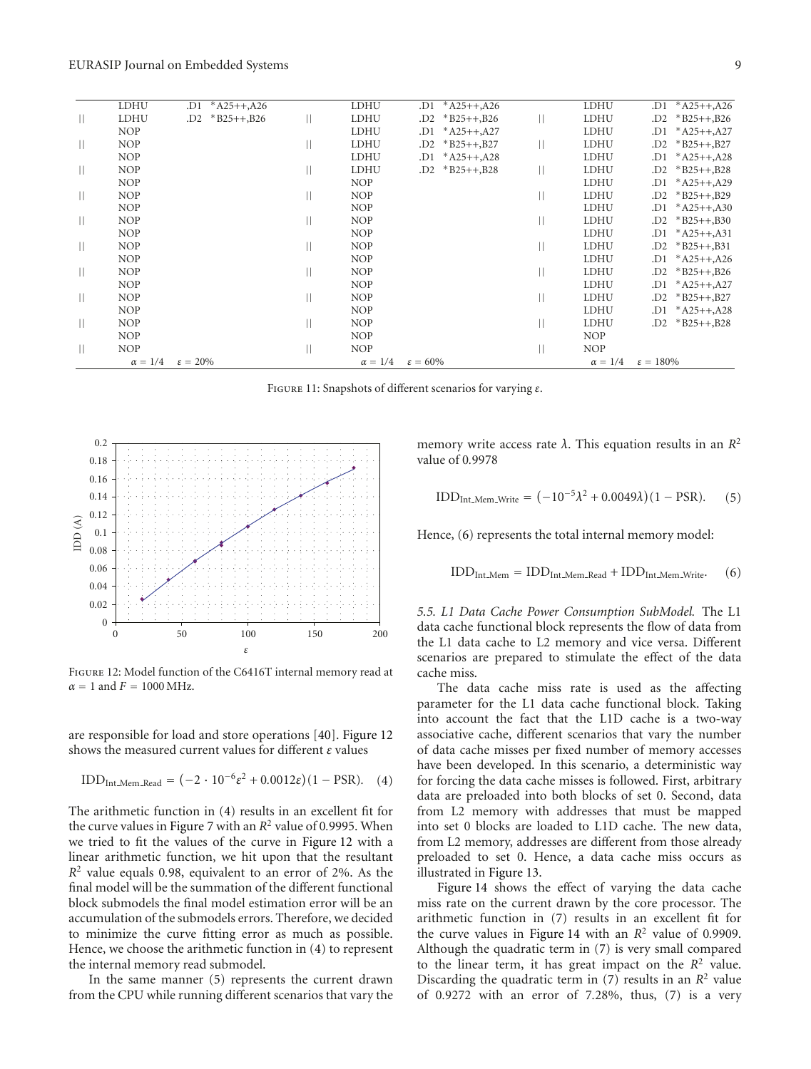| | LDHU | .D1 *A25++,A26 | | LDHU | .D1 *A25++,A26 | | LDHU | .D1 *A25++,A26 |
|---|---|---|---|---|---|---|---|---|
| \|\| | LDHU | .D2 *B25++,B26 | \|\| | LDHU | .D2 *B25++,B26 | \|\| | LDHU | .D2 *B25++,B26 |
| | NOP | | | LDHU | .D1 *A25++,A27 | | LDHU | .D1 *A25++,A27 |
| \|\| | NOP | | \|\| | LDHU | .D2 *B25++,B27 | \|\| | LDHU | .D2 *B25++,B27 |
| | NOP | | | LDHU | .D1 *A25++,A28 | | LDHU | .D1 *A25++,A28 |
| \|\| | NOP | | \|\| | LDHU | .D2 *B25++,B28 | \|\| | LDHU | .D2 *B25++,B28 |
| | NOP | | | NOP | | | LDHU | .D1 *A25++,A29 |
| \|\| | NOP | | \|\| | NOP | | \|\| | LDHU | .D2 *B25++,B29 |
| | NOP | | | NOP | | | LDHU | .D1 *A25++,A30 |
| \|\| | NOP | | \|\| | NOP | | \|\| | LDHU | .D2 *B25++,B30 |
| | NOP | | | NOP | | | LDHU | .D1 *A25++,A31 |
| \|\| | NOP | | \|\| | NOP | | \|\| | LDHU | .D2 *B25++,B31 |
| | NOP | | | NOP | | | LDHU | .D1 *A25++,A26 |
| \|\| | NOP | | \|\| | NOP | | \|\| | LDHU | .D2 *B25++,B26 |
| | NOP | | | NOP | | | LDHU | .D1 *A25++,A27 |
| \|\| | NOP | | \|\| | NOP | | \|\| | LDHU | .D2 *B25++,B27 |
| | NOP | | | NOP | | | LDHU | .D1 *A25++,A28 |
| \|\| | NOP | | \|\| | NOP | | \|\| | LDHU | .D2 *B25++,B28 |
| | NOP | | | NOP | | | NOP | |
| \|\| | NOP | | \|\| | NOP | | \|\| | NOP | |
| | $\alpha = 1/4$ | $\varepsilon = 20\%$ | | $\alpha = 1/4$ | $\varepsilon = 60\%$ | | $\alpha = 1/4$ | $\varepsilon = 180\%$ |

Figure 11: Snapshots of different scenarios for varying $\varepsilon$.

Figure 12: Model function of the C6416T internal memory read at $\alpha = 1$ and $F = 1000$ MHz.

are responsible for load and store operations [40]. Figure 12 shows the measured current values for different $\varepsilon$ values

$$\mathrm{IDD}_{\mathrm{Int\_Mem\_Read}} = \left(-2\cdot 10^{-6}\varepsilon^2 + 0.0012\varepsilon\right)(1-\mathrm{PSR}). \quad (4)$$

The arithmetic function in (4) results in an excellent fit for the curve values in Figure 7 with an $R^2$ value of 0.9995. When we tried to fit the values of the curve in Figure 12 with a linear arithmetic function, we hit upon that the resultant $R^2$ value equals 0.98, equivalent to an error of 2%. As the final model will be the summation of the different functional block submodels the final model estimation error will be an accumulation of the submodels errors. Therefore, we decided to minimize the curve fitting error as much as possible. Hence, we choose the arithmetic function in (4) to represent the internal memory read submodel.

In the same manner (5) represents the current drawn from the CPU while running different scenarios that vary the memory write access rate $\lambda$. This equation results in an $R^2$ value of 0.9978

$$\mathrm{IDD}_{\mathrm{Int\_Mem\_Write}} = \left(-10^{-5}\lambda^2 + 0.0049\lambda\right)(1-\mathrm{PSR}). \quad (5)$$

Hence, (6) represents the total internal memory model:

$$\mathrm{IDD}_{\mathrm{Int\_Mem}} = \mathrm{IDD}_{\mathrm{Int\_Mem\_Read}} + \mathrm{IDD}_{\mathrm{Int\_Mem\_Write}}. \quad (6)$$

*5.5. L1 Data Cache Power Consumption SubModel.* The L1 data cache functional block represents the flow of data from the L1 data cache to L2 memory and vice versa. Different scenarios are prepared to stimulate the effect of the data cache miss.

The data cache miss rate is used as the affecting parameter for the L1 data cache functional block. Taking into account the fact that the L1D cache is a two-way associative cache, different scenarios that vary the number of data cache misses per fixed number of memory accesses have been developed. In this scenario, a deterministic way for forcing the data cache misses is followed. First, arbitrary data are preloaded into both blocks of set 0. Second, data from L2 memory with addresses that must be mapped into set 0 blocks are loaded to L1D cache. The new data, from L2 memory, addresses are different from those already preloaded to set 0. Hence, a data cache miss occurs as illustrated in Figure 13.

Figure 14 shows the effect of varying the data cache miss rate on the current drawn by the core processor. The arithmetic function in (7) results in an excellent fit for the curve values in Figure 14 with an $R^2$ value of 0.9909. Although the quadratic term in (7) is very small compared to the linear term, it has great impact on the $R^2$ value. Discarding the quadratic term in (7) results in an $R^2$ value of 0.9272 with an error of 7.28%, thus, (7) is a very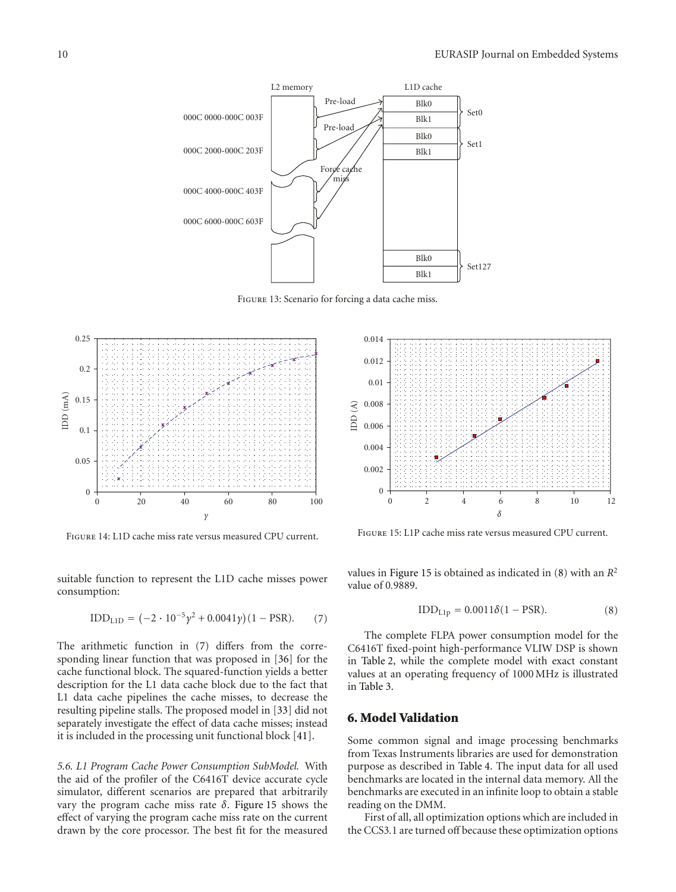Figure 13: Scenario for forcing a data cache miss.

Figure 14: L1D cache miss rate versus measured CPU current.

Figure 15: L1P cache miss rate versus measured CPU current.

suitable function to represent the L1D cache misses power consumption:

$$\mathrm{IDD_{L1D}} = \left(-2 \cdot 10^{-5}\gamma^2 + 0.0041\gamma\right)(1 - \mathrm{PSR}). \quad (7)$$

The arithmetic function in (7) differs from the corresponding linear function that was proposed in [36] for the cache functional block. The squared-function yields a better description for the L1 data cache block due to the fact that L1 data cache pipelines the cache misses, to decrease the resulting pipeline stalls. The proposed model in [33] did not separately investigate the effect of data cache misses; instead it is included in the processing unit functional block [41].

*5.6. L1 Program Cache Power Consumption SubModel.* With the aid of the profiler of the C6416T device accurate cycle simulator, different scenarios are prepared that arbitrarily vary the program cache miss rate $\delta$. Figure 15 shows the effect of varying the program cache miss rate on the current drawn by the core processor. The best fit for the measured values in Figure 15 is obtained as indicated in (8) with an $R^2$ value of 0.9889.

$$\mathrm{IDD_{L1p}} = 0.0011\delta(1 - \mathrm{PSR}). \quad (8)$$

The complete FLPA power consumption model for the C6416T fixed-point high-performance VLIW DSP is shown in Table 2, while the complete model with exact constant values at an operating frequency of 1000 MHz is illustrated in Table 3.

## 6. Model Validation

Some common signal and image processing benchmarks from Texas Instruments libraries are used for demonstration purpose as described in Table 4. The input data for all used benchmarks are located in the internal data memory. All the benchmarks are executed in an infinite loop to obtain a stable reading on the DMM.

First of all, all optimization options which are included in the CCS3.1 are turned off because these optimization options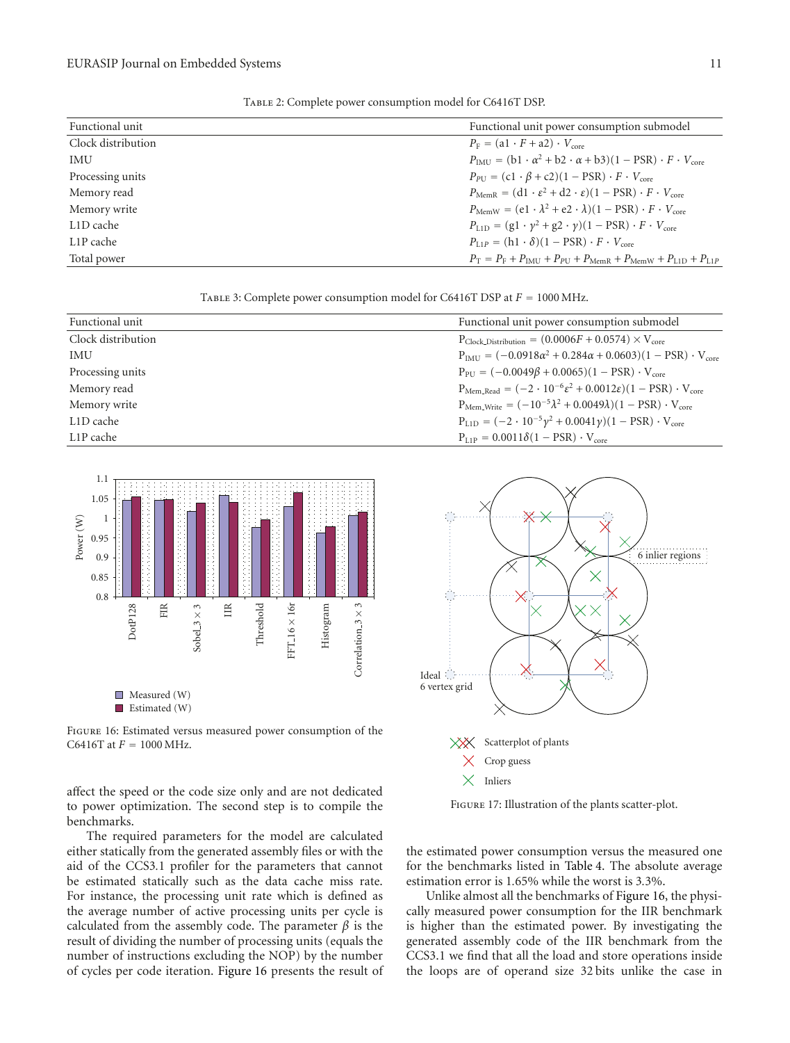Table 2: Complete power consumption model for C6416T DSP.

| Functional unit | Functional unit power consumption submodel |
|---|---|
| Clock distribution | $P_F = (a1 \cdot F + a2) \cdot V_{core}$ |
| IMU | $P_{IMU} = (b1 \cdot \alpha^2 + b2 \cdot \alpha + b3)(1 - PSR) \cdot F \cdot V_{core}$ |
| Processing units | $P_{PU} = (c1 \cdot \beta + c2)(1 - PSR) \cdot F \cdot V_{core}$ |
| Memory read | $P_{MemR} = (d1 \cdot \varepsilon^2 + d2 \cdot \varepsilon)(1 - PSR) \cdot F \cdot V_{core}$ |
| Memory write | $P_{MemW} = (e1 \cdot \lambda^2 + e2 \cdot \lambda)(1 - PSR) \cdot F \cdot V_{core}$ |
| L1D cache | $P_{L1D} = (g1 \cdot \gamma^2 + g2 \cdot \gamma)(1 - PSR) \cdot F \cdot V_{core}$ |
| L1P cache | $P_{L1P} = (h1 \cdot \delta)(1 - PSR) \cdot F \cdot V_{core}$ |
| Total power | $P_T = P_F + P_{IMU} + P_{PU} + P_{MemR} + P_{MemW} + P_{L1D} + P_{L1P}$ |

Table 3: Complete power consumption model for C6416T DSP at $F = 1000$ MHz.

| Functional unit | Functional unit power consumption submodel |
|---|---|
| Clock distribution | $P_{Clock\_Distribution} = (0.0006F + 0.0574) \times V_{core}$ |
| IMU | $P_{IMU} = (-0.0918\alpha^2 + 0.284\alpha + 0.0603)(1 - PSR) \cdot V_{core}$ |
| Processing units | $P_{PU} = (-0.0049\beta + 0.0065)(1 - PSR) \cdot V_{core}$ |
| Memory read | $P_{Mem\_Read} = (-2 \cdot 10^{-6}\varepsilon^2 + 0.0012\varepsilon)(1 - PSR) \cdot V_{core}$ |
| Memory write | $P_{Mem\_Write} = (-10^{-5}\lambda^2 + 0.0049\lambda)(1 - PSR) \cdot V_{core}$ |
| L1D cache | $P_{L1D} = (-2 \cdot 10^{-5}\gamma^2 + 0.0041\gamma)(1 - PSR) \cdot V_{core}$ |
| L1P cache | $P_{L1P} = 0.0011\delta(1 - PSR) \cdot V_{core}$ |

Figure 16: Estimated versus measured power consumption of the C6416T at $F = 1000$ MHz.

Figure 17: Illustration of the plants scatter-plot.

affect the speed or the code size only and are not dedicated to power optimization. The second step is to compile the benchmarks.

The required parameters for the model are calculated either statically from the generated assembly files or with the aid of the CCS3.1 profiler for the parameters that cannot be estimated statically such as the data cache miss rate. For instance, the processing unit rate which is defined as the average number of active processing units per cycle is calculated from the assembly code. The parameter $\beta$ is the result of dividing the number of processing units (equals the number of instructions excluding the NOP) by the number of cycles per code iteration. Figure 16 presents the result of the estimated power consumption versus the measured one for the benchmarks listed in Table 4. The absolute average estimation error is 1.65% while the worst is 3.3%.

Unlike almost all the benchmarks of Figure 16, the physically measured power consumption for the IIR benchmark is higher than the estimated power. By investigating the generated assembly code of the IIR benchmark from the CCS3.1 we find that all the load and store operations inside the loops are of operand size 32 bits unlike the case in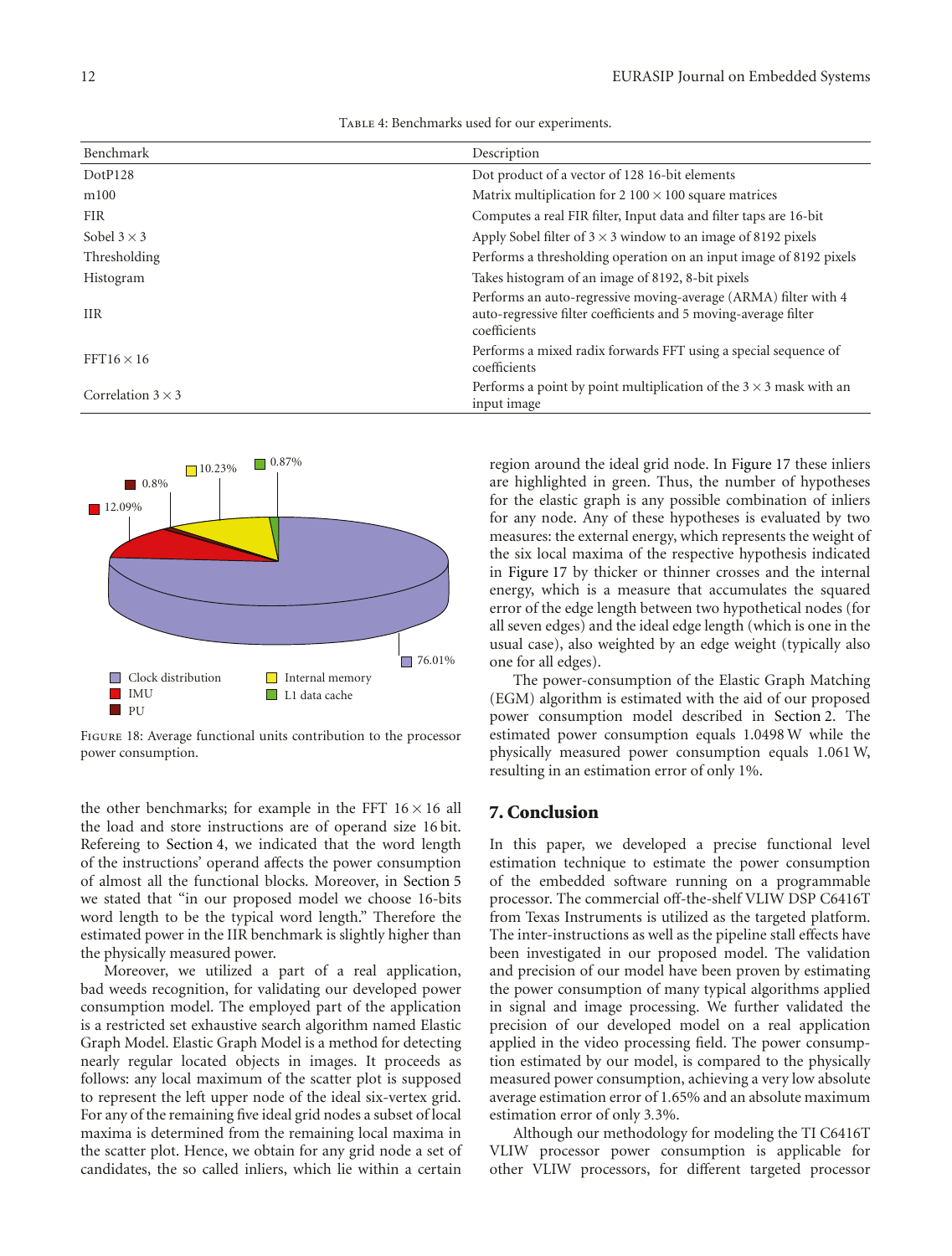Table 4: Benchmarks used for our experiments.

| Benchmark | Description |
|---|---|
| DotP128 | Dot product of a vector of 128 16-bit elements |
| m100 | Matrix multiplication for 2 $100 \times 100$ square matrices |
| FIR | Computes a real FIR filter, Input data and filter taps are 16-bit |
| Sobel $3 \times 3$ | Apply Sobel filter of $3 \times 3$ window to an image of 8192 pixels |
| Thresholding | Performs a thresholding operation on an input image of 8192 pixels |
| Histogram | Takes histogram of an image of 8192, 8-bit pixels |
| IIR | Performs an auto-regressive moving-average (ARMA) filter with 4 auto-regressive filter coefficients and 5 moving-average filter coefficients |
| FFT$16 \times 16$ | Performs a mixed radix forwards FFT using a special sequence of coefficients |
| Correlation $3 \times 3$ | Performs a point by point multiplication of the $3 \times 3$ mask with an input image |

Figure 18: Average functional units contribution to the processor power consumption.

the other benchmarks; for example in the FFT $16 \times 16$ all the load and store instructions are of operand size 16 bit. Refereing to Section 4, we indicated that the word length of the instructions' operand affects the power consumption of almost all the functional blocks. Moreover, in Section 5 we stated that "in our proposed model we choose 16-bits word length to be the typical word length." Therefore the estimated power in the IIR benchmark is slightly higher than the physically measured power.

Moreover, we utilized a part of a real application, bad weeds recognition, for validating our developed power consumption model. The employed part of the application is a restricted set exhaustive search algorithm named Elastic Graph Model. Elastic Graph Model is a method for detecting nearly regular located objects in images. It proceeds as follows: any local maximum of the scatter plot is supposed to represent the left upper node of the ideal six-vertex grid. For any of the remaining five ideal grid nodes a subset of local maxima is determined from the remaining local maxima in the scatter plot. Hence, we obtain for any grid node a set of candidates, the so called inliers, which lie within a certain region around the ideal grid node. In Figure 17 these inliers are highlighted in green. Thus, the number of hypotheses for the elastic graph is any possible combination of inliers for any node. Any of these hypotheses is evaluated by two measures: the external energy, which represents the weight of the six local maxima of the respective hypothesis indicated in Figure 17 by thicker or thinner crosses and the internal energy, which is a measure that accumulates the squared error of the edge length between two hypothetical nodes (for all seven edges) and the ideal edge length (which is one in the usual case), also weighted by an edge weight (typically also one for all edges).

The power-consumption of the Elastic Graph Matching (EGM) algorithm is estimated with the aid of our proposed power consumption model described in Section 2. The estimated power consumption equals 1.0498 W while the physically measured power consumption equals 1.061 W, resulting in an estimation error of only 1%.

## 7. Conclusion

In this paper, we developed a precise functional level estimation technique to estimate the power consumption of the embedded software running on a programmable processor. The commercial off-the-shelf VLIW DSP C6416T from Texas Instruments is utilized as the targeted platform. The inter-instructions as well as the pipeline stall effects have been investigated in our proposed model. The validation and precision of our model have been proven by estimating the power consumption of many typical algorithms applied in signal and image processing. We further validated the precision of our developed model on a real application applied in the video processing field. The power consumption estimated by our model, is compared to the physically measured power consumption, achieving a very low absolute average estimation error of 1.65% and an absolute maximum estimation error of only 3.3%.

Although our methodology for modeling the TI C6416T VLIW processor power consumption is applicable for other VLIW processors, for different targeted processor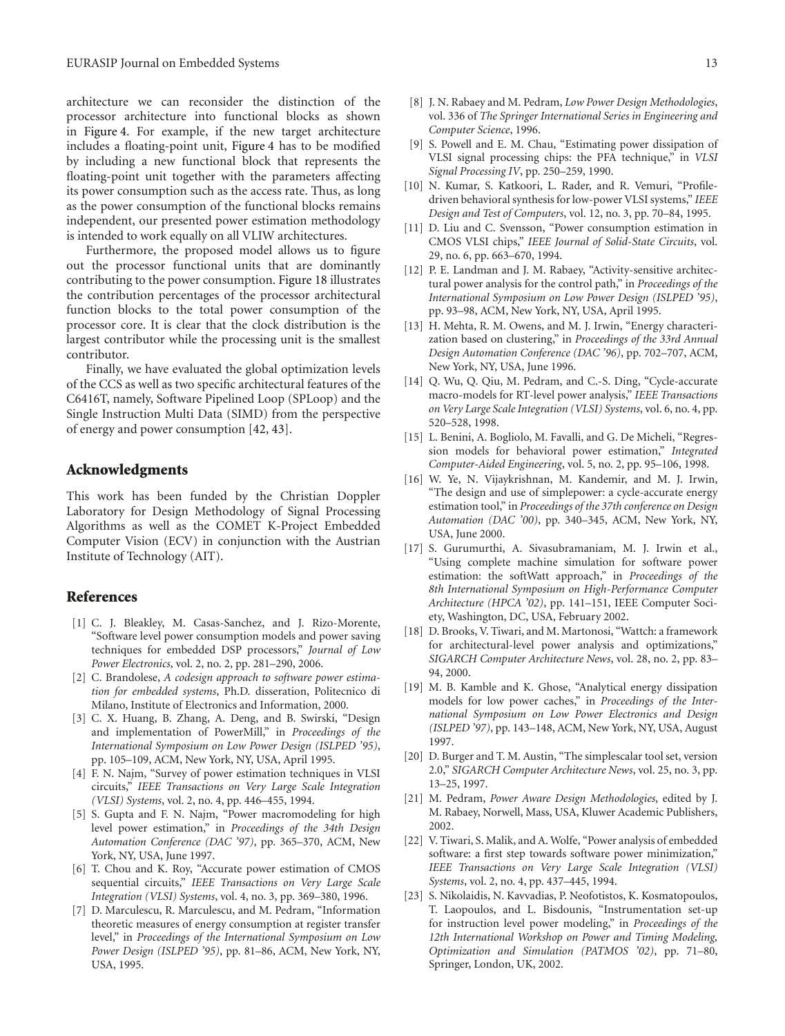architecture we can reconsider the distinction of the processor architecture into functional blocks as shown in Figure 4. For example, if the new target architecture includes a floating-point unit, Figure 4 has to be modified by including a new functional block that represents the floating-point unit together with the parameters affecting its power consumption such as the access rate. Thus, as long as the power consumption of the functional blocks remains independent, our presented power estimation methodology is intended to work equally on all VLIW architectures.

Furthermore, the proposed model allows us to figure out the processor functional units that are dominantly contributing to the power consumption. Figure 18 illustrates the contribution percentages of the processor architectural function blocks to the total power consumption of the processor core. It is clear that the clock distribution is the largest contributor while the processing unit is the smallest contributor.

Finally, we have evaluated the global optimization levels of the CCS as well as two specific architectural features of the C6416T, namely, Software Pipelined Loop (SPLoop) and the Single Instruction Multi Data (SIMD) from the perspective of energy and power consumption [42, 43].

## Acknowledgments

This work has been funded by the Christian Doppler Laboratory for Design Methodology of Signal Processing Algorithms as well as the COMET K-Project Embedded Computer Vision (ECV) in conjunction with the Austrian Institute of Technology (AIT).

## References

[1] C. J. Bleakley, M. Casas-Sanchez, and J. Rizo-Morente, "Software level power consumption models and power saving techniques for embedded DSP processors," *Journal of Low Power Electronics*, vol. 2, no. 2, pp. 281–290, 2006.

[2] C. Brandolese, *A codesign approach to software power estimation for embedded systems*, Ph.D. disseration, Politecnico di Milano, Institute of Electronics and Information, 2000.

[3] C. X. Huang, B. Zhang, A. Deng, and B. Swirski, "Design and implementation of PowerMill," in *Proceedings of the International Symposium on Low Power Design (ISLPED '95)*, pp. 105–109, ACM, New York, NY, USA, April 1995.

[4] F. N. Najm, "Survey of power estimation techniques in VLSI circuits," *IEEE Transactions on Very Large Scale Integration (VLSI) Systems*, vol. 2, no. 4, pp. 446–455, 1994.

[5] S. Gupta and F. N. Najm, "Power macromodeling for high level power estimation," in *Proceedings of the 34th Design Automation Conference (DAC '97)*, pp. 365–370, ACM, New York, NY, USA, June 1997.

[6] T. Chou and K. Roy, "Accurate power estimation of CMOS sequential circuits," *IEEE Transactions on Very Large Scale Integration (VLSI) Systems*, vol. 4, no. 3, pp. 369–380, 1996.

[7] D. Marculescu, R. Marculescu, and M. Pedram, "Information theoretic measures of energy consumption at register transfer level," in *Proceedings of the International Symposium on Low Power Design (ISLPED '95)*, pp. 81–86, ACM, New York, NY, USA, 1995.

[8] J. N. Rabaey and M. Pedram, *Low Power Design Methodologies*, vol. 336 of *The Springer International Series in Engineering and Computer Science*, 1996.

[9] S. Powell and E. M. Chau, "Estimating power dissipation of VLSI signal processing chips: the PFA technique," in *VLSI Signal Processing IV*, pp. 250–259, 1990.

[10] N. Kumar, S. Katkoori, L. Rader, and R. Vemuri, "Profile-driven behavioral synthesis for low-power VLSI systems," *IEEE Design and Test of Computers*, vol. 12, no. 3, pp. 70–84, 1995.

[11] D. Liu and C. Svensson, "Power consumption estimation in CMOS VLSI chips," *IEEE Journal of Solid-State Circuits*, vol. 29, no. 6, pp. 663–670, 1994.

[12] P. E. Landman and J. M. Rabaey, "Activity-sensitive architectural power analysis for the control path," in *Proceedings of the International Symposium on Low Power Design (ISLPED '95)*, pp. 93–98, ACM, New York, NY, USA, April 1995.

[13] H. Mehta, R. M. Owens, and M. J. Irwin, "Energy characterization based on clustering," in *Proceedings of the 33rd Annual Design Automation Conference (DAC '96)*, pp. 702–707, ACM, New York, NY, USA, June 1996.

[14] Q. Wu, Q. Qiu, M. Pedram, and C.-S. Ding, "Cycle-accurate macro-models for RT-level power analysis," *IEEE Transactions on Very Large Scale Integration (VLSI) Systems*, vol. 6, no. 4, pp. 520–528, 1998.

[15] L. Benini, A. Bogliolo, M. Favalli, and G. De Micheli, "Regression models for behavioral power estimation," *Integrated Computer-Aided Engineering*, vol. 5, no. 2, pp. 95–106, 1998.

[16] W. Ye, N. Vijaykrishnan, M. Kandemir, and M. J. Irwin, "The design and use of simplepower: a cycle-accurate energy estimation tool," in *Proceedings of the 37th conference on Design Automation (DAC '00)*, pp. 340–345, ACM, New York, NY, USA, June 2000.

[17] S. Gurumurthi, A. Sivasubramaniam, M. J. Irwin et al., "Using complete machine simulation for software power estimation: the softWatt approach," in *Proceedings of the 8th International Symposium on High-Performance Computer Architecture (HPCA '02)*, pp. 141–151, IEEE Computer Society, Washington, DC, USA, February 2002.

[18] D. Brooks, V. Tiwari, and M. Martonosi, "Wattch: a framework for architectural-level power analysis and optimizations," *SIGARCH Computer Architecture News*, vol. 28, no. 2, pp. 83–94, 2000.

[19] M. B. Kamble and K. Ghose, "Analytical energy dissipation models for low power caches," in *Proceedings of the International Symposium on Low Power Electronics and Design (ISLPED '97)*, pp. 143–148, ACM, New York, NY, USA, August 1997.

[20] D. Burger and T. M. Austin, "The simplescalar tool set, version 2.0," *SIGARCH Computer Architecture News*, vol. 25, no. 3, pp. 13–25, 1997.

[21] M. Pedram, *Power Aware Design Methodologies*, edited by J. M. Rabaey, Norwell, Mass, USA, Kluwer Academic Publishers, 2002.

[22] V. Tiwari, S. Malik, and A. Wolfe, "Power analysis of embedded software: a first step towards software power minimization," *IEEE Transactions on Very Large Scale Integration (VLSI) Systems*, vol. 2, no. 4, pp. 437–445, 1994.

[23] S. Nikolaidis, N. Kavvadias, P. Neofotistos, K. Kosmatopoulos, T. Laopoulos, and L. Bisdounis, "Instrumentation set-up for instruction level power modeling," in *Proceedings of the 12th International Workshop on Power and Timing Modeling, Optimization and Simulation (PATMOS '02)*, pp. 71–80, Springer, London, UK, 2002.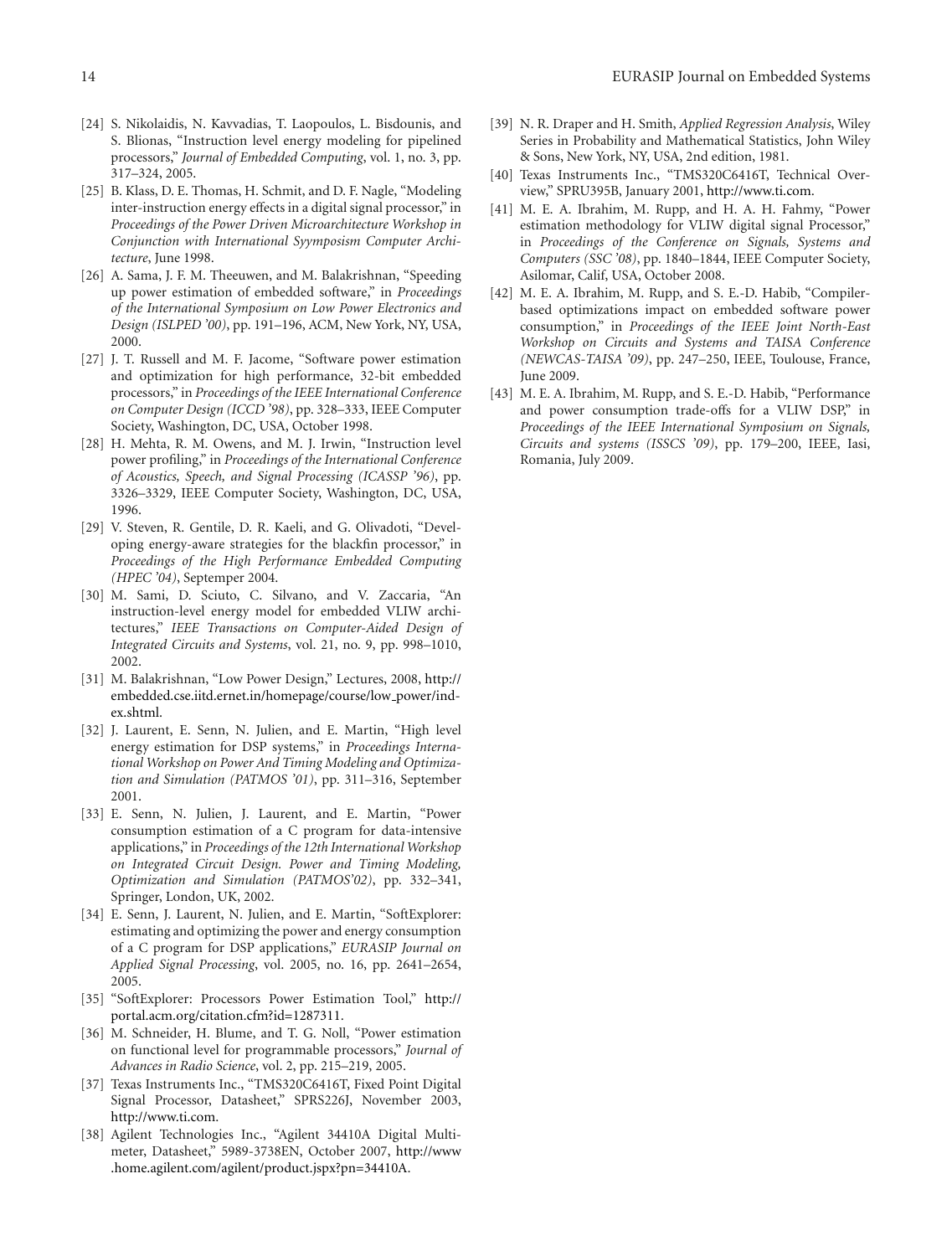[24] S. Nikolaidis, N. Kavvadias, T. Laopoulos, L. Bisdounis, and S. Blionas, "Instruction level energy modeling for pipelined processors," *Journal of Embedded Computing*, vol. 1, no. 3, pp. 317–324, 2005.

[25] B. Klass, D. E. Thomas, H. Schmit, and D. F. Nagle, "Modeling inter-instruction energy effects in a digital signal processor," in *Proceedings of the Power Driven Microarchitecture Workshop in Conjunction with International Syymposism Computer Architecture*, June 1998.

[26] A. Sama, J. F. M. Theeuwen, and M. Balakrishnan, "Speeding up power estimation of embedded software," in *Proceedings of the International Symposium on Low Power Electronics and Design (ISLPED '00)*, pp. 191–196, ACM, New York, NY, USA, 2000.

[27] J. T. Russell and M. F. Jacome, "Software power estimation and optimization for high performance, 32-bit embedded processors," in *Proceedings of the IEEE International Conference on Computer Design (ICCD '98)*, pp. 328–333, IEEE Computer Society, Washington, DC, USA, October 1998.

[28] H. Mehta, R. M. Owens, and M. J. Irwin, "Instruction level power profiling," in *Proceedings of the International Conference of Acoustics, Speech, and Signal Processing (ICASSP '96)*, pp. 3326–3329, IEEE Computer Society, Washington, DC, USA, 1996.

[29] V. Steven, R. Gentile, D. R. Kaeli, and G. Olivadoti, "Developing energy-aware strategies for the blackfin processor," in *Proceedings of the High Performance Embedded Computing (HPEC '04)*, Septemper 2004.

[30] M. Sami, D. Sciuto, C. Silvano, and V. Zaccaria, "An instruction-level energy model for embedded VLIW architectures," *IEEE Transactions on Computer-Aided Design of Integrated Circuits and Systems*, vol. 21, no. 9, pp. 998–1010, 2002.

[31] M. Balakrishnan, "Low Power Design," Lectures, 2008, http://embedded.cse.iitd.ernet.in/homepage/course/low_power/index.shtml.

[32] J. Laurent, E. Senn, N. Julien, and E. Martin, "High level energy estimation for DSP systems," in *Proceedings International Workshop on Power And Timing Modeling and Optimization and Simulation (PATMOS '01)*, pp. 311–316, September 2001.

[33] E. Senn, N. Julien, J. Laurent, and E. Martin, "Power consumption estimation of a C program for data-intensive applications," in *Proceedings of the 12th International Workshop on Integrated Circuit Design. Power and Timing Modeling, Optimization and Simulation (PATMOS'02)*, pp. 332–341, Springer, London, UK, 2002.

[34] E. Senn, J. Laurent, N. Julien, and E. Martin, "SoftExplorer: estimating and optimizing the power and energy consumption of a C program for DSP applications," *EURASIP Journal on Applied Signal Processing*, vol. 2005, no. 16, pp. 2641–2654, 2005.

[35] "SoftExplorer: Processors Power Estimation Tool," http://portal.acm.org/citation.cfm?id=1287311.

[36] M. Schneider, H. Blume, and T. G. Noll, "Power estimation on functional level for programmable processors," *Journal of Advances in Radio Science*, vol. 2, pp. 215–219, 2005.

[37] Texas Instruments Inc., "TMS320C6416T, Fixed Point Digital Signal Processor, Datasheet," SPRS226J, November 2003, http://www.ti.com.

[38] Agilent Technologies Inc., "Agilent 34410A Digital Multimeter, Datasheet," 5989-3738EN, October 2007, http://www.home.agilent.com/agilent/product.jspx?pn=34410A.

[39] N. R. Draper and H. Smith, *Applied Regression Analysis*, Wiley Series in Probability and Mathematical Statistics, John Wiley & Sons, New York, NY, USA, 2nd edition, 1981.

[40] Texas Instruments Inc., "TMS320C6416T, Technical Overview," SPRU395B, January 2001, http://www.ti.com.

[41] M. E. A. Ibrahim, M. Rupp, and H. A. H. Fahmy, "Power estimation methodology for VLIW digital signal Processor," in *Proceedings of the Conference on Signals, Systems and Computers (SSC '08)*, pp. 1840–1844, IEEE Computer Society, Asilomar, Calif, USA, October 2008.

[42] M. E. A. Ibrahim, M. Rupp, and S. E.-D. Habib, "Compiler-based optimizations impact on embedded software power consumption," in *Proceedings of the IEEE Joint North-East Workshop on Circuits and Systems and TAISA Conference (NEWCAS-TAISA '09)*, pp. 247–250, IEEE, Toulouse, France, June 2009.

[43] M. E. A. Ibrahim, M. Rupp, and S. E.-D. Habib, "Performance and power consumption trade-offs for a VLIW DSP," in *Proceedings of the IEEE International Symposium on Signals, Circuits and systems (ISSCS '09)*, pp. 179–200, IEEE, Iasi, Romania, July 2009.